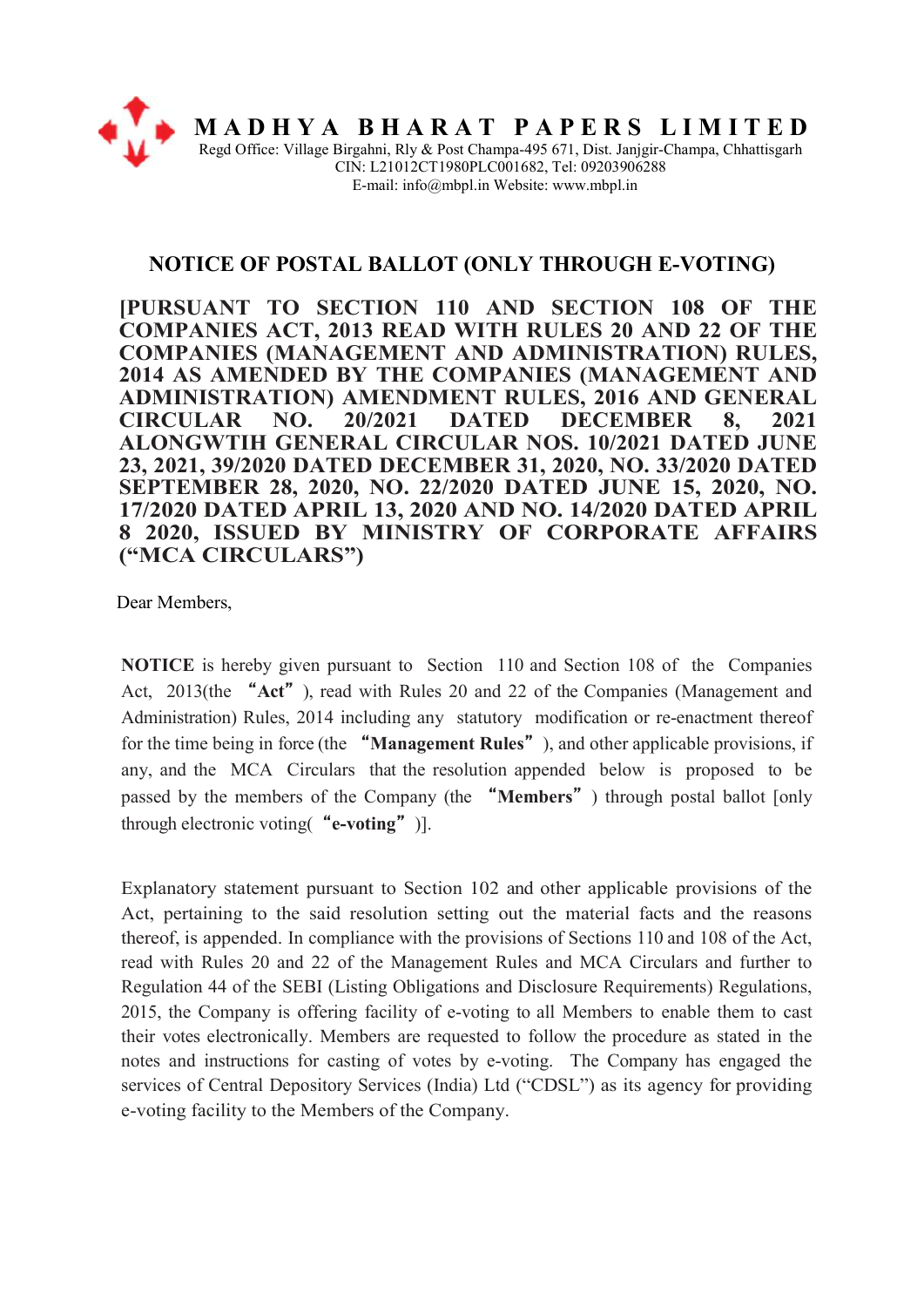# MADHYA BHARAT PAPERS LIMITED

Regd Office: Village Birgahni, Rly & Post Champa-495 671, Dist. Janjgir-Champa, Chhattisgarh
CIN: L21012CT1980PLC001682, Tel: 09203906288
E-mail: info@mbpl.in Website: www.mbpl.in

## NOTICE OF POSTAL BALLOT (ONLY THROUGH E-VOTING)

**[PURSUANT TO SECTION 110 AND SECTION 108 OF THE COMPANIES ACT, 2013 READ WITH RULES 20 AND 22 OF THE COMPANIES (MANAGEMENT AND ADMINISTRATION) RULES, 2014 AS AMENDED BY THE COMPANIES (MANAGEMENT AND ADMINISTRATION) AMENDMENT RULES, 2016 AND GENERAL CIRCULAR NO. 20/2021 DATED DECEMBER 8, 2021 ALONGWTIH GENERAL CIRCULAR NOS. 10/2021 DATED JUNE 23, 2021, 39/2020 DATED DECEMBER 31, 2020, NO. 33/2020 DATED SEPTEMBER 28, 2020, NO. 22/2020 DATED JUNE 15, 2020, NO. 17/2020 DATED APRIL 13, 2020 AND NO. 14/2020 DATED APRIL 8 2020, ISSUED BY MINISTRY OF CORPORATE AFFAIRS ("MCA CIRCULARS")**

Dear Members,

**NOTICE** is hereby given pursuant to Section 110 and Section 108 of the Companies Act, 2013(the "**Act**"), read with Rules 20 and 22 of the Companies (Management and Administration) Rules, 2014 including any statutory modification or re-enactment thereof for the time being in force (the "**Management Rules**"), and other applicable provisions, if any, and the MCA Circulars that the resolution appended below is proposed to be passed by the members of the Company (the "**Members**") through postal ballot [only through electronic voting( "**e-voting**")].

Explanatory statement pursuant to Section 102 and other applicable provisions of the Act, pertaining to the said resolution setting out the material facts and the reasons thereof, is appended. In compliance with the provisions of Sections 110 and 108 of the Act, read with Rules 20 and 22 of the Management Rules and MCA Circulars and further to Regulation 44 of the SEBI (Listing Obligations and Disclosure Requirements) Regulations, 2015, the Company is offering facility of e-voting to all Members to enable them to cast their votes electronically. Members are requested to follow the procedure as stated in the notes and instructions for casting of votes by e-voting. The Company has engaged the services of Central Depository Services (India) Ltd ("CDSL") as its agency for providing e-voting facility to the Members of the Company.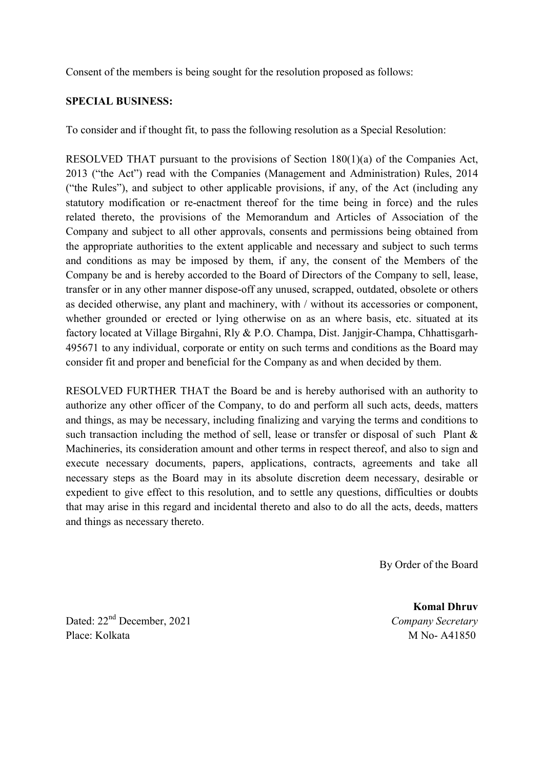Consent of the members is being sought for the resolution proposed as follows:

**SPECIAL BUSINESS:**

To consider and if thought fit, to pass the following resolution as a Special Resolution:

RESOLVED THAT pursuant to the provisions of Section 180(1)(a) of the Companies Act, 2013 ("the Act") read with the Companies (Management and Administration) Rules, 2014 ("the Rules"), and subject to other applicable provisions, if any, of the Act (including any statutory modification or re-enactment thereof for the time being in force) and the rules related thereto, the provisions of the Memorandum and Articles of Association of the Company and subject to all other approvals, consents and permissions being obtained from the appropriate authorities to the extent applicable and necessary and subject to such terms and conditions as may be imposed by them, if any, the consent of the Members of the Company be and is hereby accorded to the Board of Directors of the Company to sell, lease, transfer or in any other manner dispose-off any unused, scrapped, outdated, obsolete or others as decided otherwise, any plant and machinery, with / without its accessories or component, whether grounded or erected or lying otherwise on as an where basis, etc. situated at its factory located at Village Birgahni, Rly & P.O. Champa, Dist. Janjgir-Champa, Chhattisgarh-495671 to any individual, corporate or entity on such terms and conditions as the Board may consider fit and proper and beneficial for the Company as and when decided by them.

RESOLVED FURTHER THAT the Board be and is hereby authorised with an authority to authorize any other officer of the Company, to do and perform all such acts, deeds, matters and things, as may be necessary, including finalizing and varying the terms and conditions to such transaction including the method of sell, lease or transfer or disposal of such Plant & Machineries, its consideration amount and other terms in respect thereof, and also to sign and execute necessary documents, papers, applications, contracts, agreements and take all necessary steps as the Board may in its absolute discretion deem necessary, desirable or expedient to give effect to this resolution, and to settle any questions, difficulties or doubts that may arise in this regard and incidental thereto and also to do all the acts, deeds, matters and things as necessary thereto.

By Order of the Board

**Komal Dhruv**
*Company Secretary*
M No- A41850

Dated: 22nd December, 2021
Place: Kolkata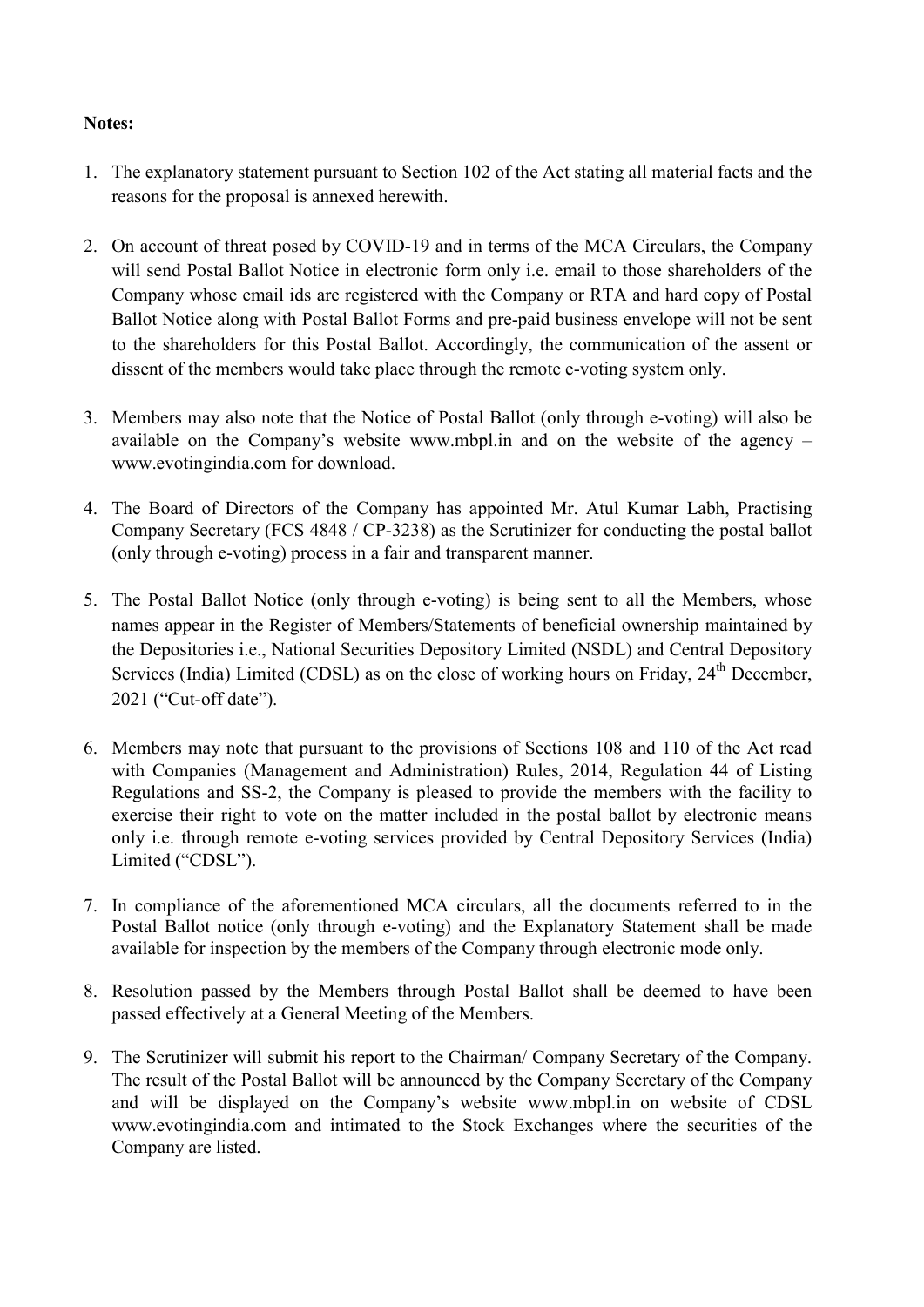**Notes:**

1. The explanatory statement pursuant to Section 102 of the Act stating all material facts and the reasons for the proposal is annexed herewith.

2. On account of threat posed by COVID-19 and in terms of the MCA Circulars, the Company will send Postal Ballot Notice in electronic form only i.e. email to those shareholders of the Company whose email ids are registered with the Company or RTA and hard copy of Postal Ballot Notice along with Postal Ballot Forms and pre-paid business envelope will not be sent to the shareholders for this Postal Ballot. Accordingly, the communication of the assent or dissent of the members would take place through the remote e-voting system only.

3. Members may also note that the Notice of Postal Ballot (only through e-voting) will also be available on the Company's website www.mbpl.in and on the website of the agency – www.evotingindia.com for download.

4. The Board of Directors of the Company has appointed Mr. Atul Kumar Labh, Practising Company Secretary (FCS 4848 / CP-3238) as the Scrutinizer for conducting the postal ballot (only through e-voting) process in a fair and transparent manner.

5. The Postal Ballot Notice (only through e-voting) is being sent to all the Members, whose names appear in the Register of Members/Statements of beneficial ownership maintained by the Depositories i.e., National Securities Depository Limited (NSDL) and Central Depository Services (India) Limited (CDSL) as on the close of working hours on Friday, 24th December, 2021 ("Cut-off date").

6. Members may note that pursuant to the provisions of Sections 108 and 110 of the Act read with Companies (Management and Administration) Rules, 2014, Regulation 44 of Listing Regulations and SS-2, the Company is pleased to provide the members with the facility to exercise their right to vote on the matter included in the postal ballot by electronic means only i.e. through remote e-voting services provided by Central Depository Services (India) Limited ("CDSL").

7. In compliance of the aforementioned MCA circulars, all the documents referred to in the Postal Ballot notice (only through e-voting) and the Explanatory Statement shall be made available for inspection by the members of the Company through electronic mode only.

8. Resolution passed by the Members through Postal Ballot shall be deemed to have been passed effectively at a General Meeting of the Members.

9. The Scrutinizer will submit his report to the Chairman/ Company Secretary of the Company. The result of the Postal Ballot will be announced by the Company Secretary of the Company and will be displayed on the Company's website www.mbpl.in on website of CDSL www.evotingindia.com and intimated to the Stock Exchanges where the securities of the Company are listed.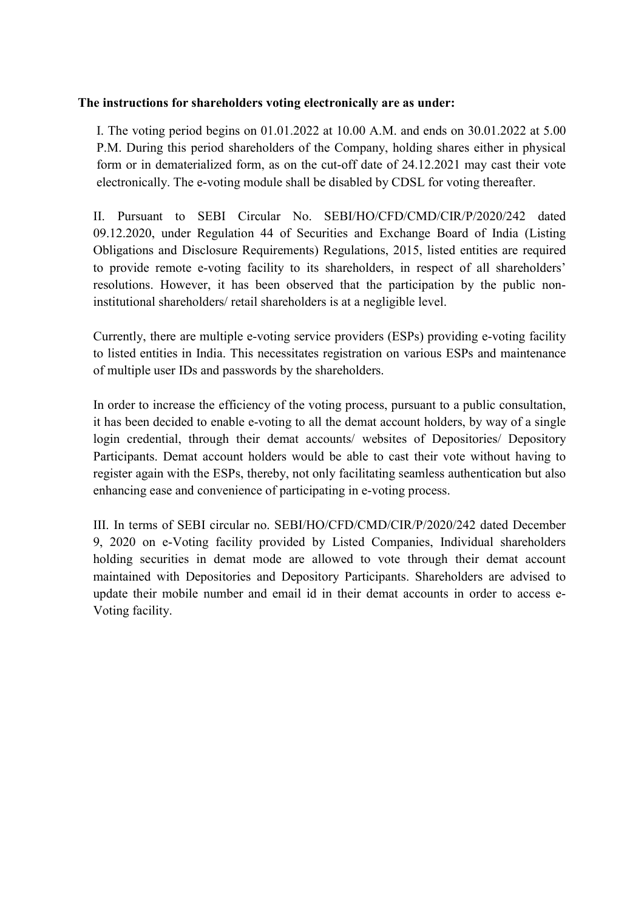**The instructions for shareholders voting electronically are as under:**

I. The voting period begins on 01.01.2022 at 10.00 A.M. and ends on 30.01.2022 at 5.00 P.M. During this period shareholders of the Company, holding shares either in physical form or in dematerialized form, as on the cut-off date of 24.12.2021 may cast their vote electronically. The e-voting module shall be disabled by CDSL for voting thereafter.

II. Pursuant to SEBI Circular No. SEBI/HO/CFD/CMD/CIR/P/2020/242 dated 09.12.2020, under Regulation 44 of Securities and Exchange Board of India (Listing Obligations and Disclosure Requirements) Regulations, 2015, listed entities are required to provide remote e-voting facility to its shareholders, in respect of all shareholders' resolutions. However, it has been observed that the participation by the public non-institutional shareholders/ retail shareholders is at a negligible level.

Currently, there are multiple e-voting service providers (ESPs) providing e-voting facility to listed entities in India. This necessitates registration on various ESPs and maintenance of multiple user IDs and passwords by the shareholders.

In order to increase the efficiency of the voting process, pursuant to a public consultation, it has been decided to enable e-voting to all the demat account holders, by way of a single login credential, through their demat accounts/ websites of Depositories/ Depository Participants. Demat account holders would be able to cast their vote without having to register again with the ESPs, thereby, not only facilitating seamless authentication but also enhancing ease and convenience of participating in e-voting process.

III. In terms of SEBI circular no. SEBI/HO/CFD/CMD/CIR/P/2020/242 dated December 9, 2020 on e-Voting facility provided by Listed Companies, Individual shareholders holding securities in demat mode are allowed to vote through their demat account maintained with Depositories and Depository Participants. Shareholders are advised to update their mobile number and email id in their demat accounts in order to access e-Voting facility.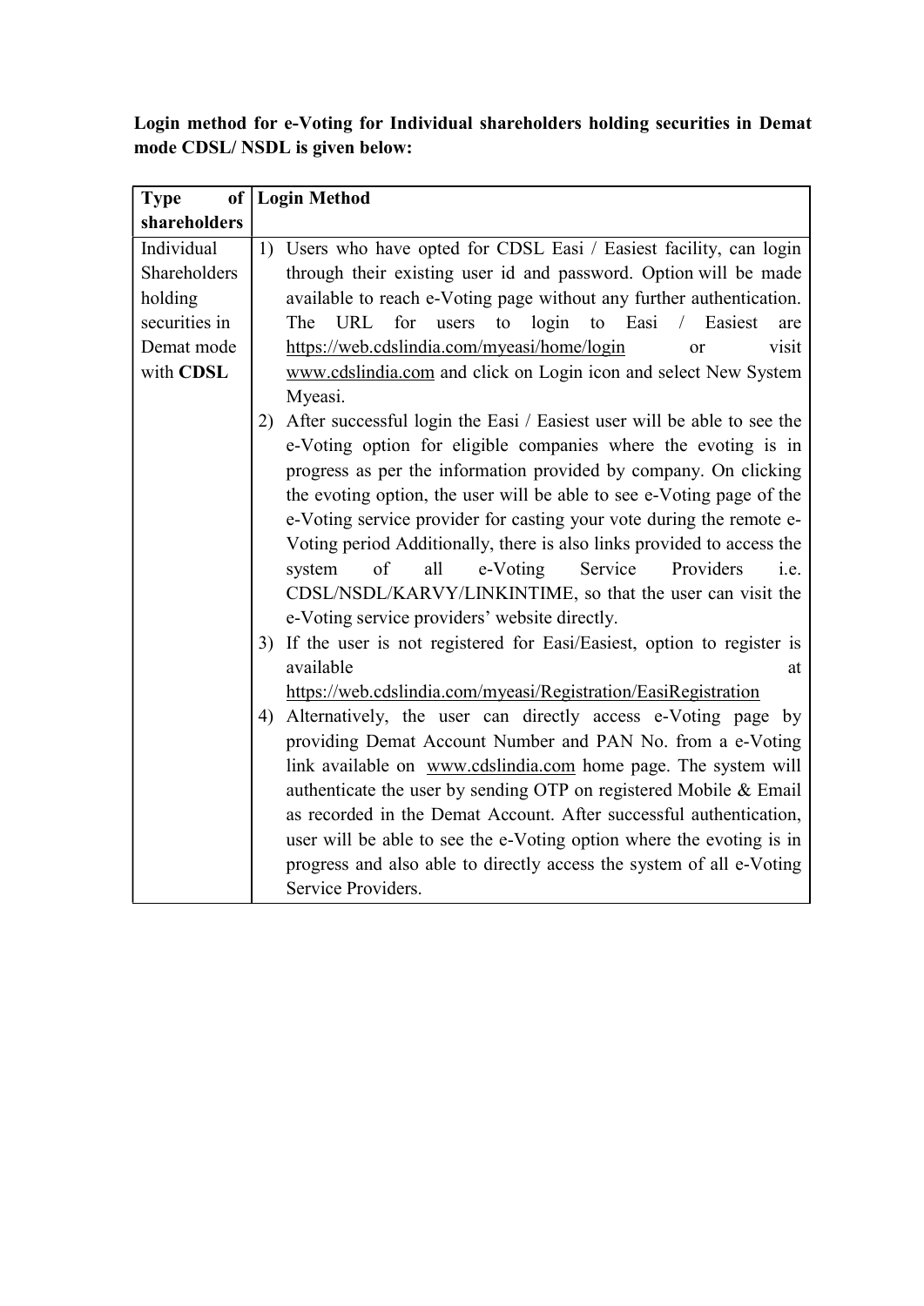**Login method for e-Voting for Individual shareholders holding securities in Demat mode CDSL/ NSDL is given below:**

| **Type of shareholders** | **Login Method** |
|---|---|
| Individual Shareholders holding securities in Demat mode with **CDSL** | 1) Users who have opted for CDSL Easi / Easiest facility, can login through their existing user id and password. Option will be made available to reach e-Voting page without any further authentication. The URL for users to login to Easi / Easiest are https://web.cdslindia.com/myeasi/home/login or visit www.cdslindia.com and click on Login icon and select New System Myeasi.<br>2) After successful login the Easi / Easiest user will be able to see the e-Voting option for eligible companies where the evoting is in progress as per the information provided by company. On clicking the evoting option, the user will be able to see e-Voting page of the e-Voting service provider for casting your vote during the remote e-Voting period Additionally, there is also links provided to access the system of all e-Voting Service Providers i.e. CDSL/NSDL/KARVY/LINKINTIME, so that the user can visit the e-Voting service providers' website directly.<br>3) If the user is not registered for Easi/Easiest, option to register is available at https://web.cdslindia.com/myeasi/Registration/EasiRegistration<br>4) Alternatively, the user can directly access e-Voting page by providing Demat Account Number and PAN No. from a e-Voting link available on www.cdslindia.com home page. The system will authenticate the user by sending OTP on registered Mobile & Email as recorded in the Demat Account. After successful authentication, user will be able to see the e-Voting option where the evoting is in progress and also able to directly access the system of all e-Voting Service Providers. |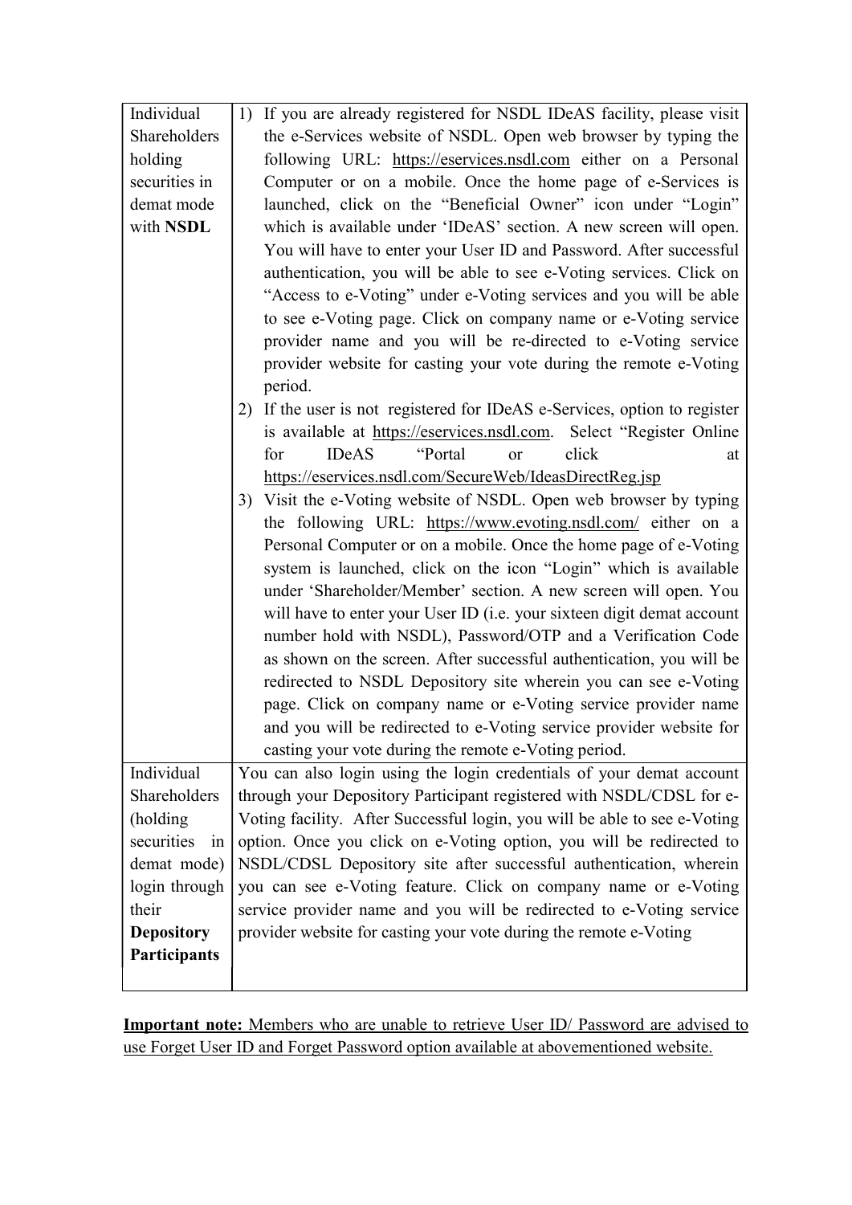| | |
|---|---|
| Individual Shareholders holding securities in demat mode with **NSDL** | 1) If you are already registered for NSDL IDeAS facility, please visit the e-Services website of NSDL. Open web browser by typing the following URL: https://eservices.nsdl.com either on a Personal Computer or on a mobile. Once the home page of e-Services is launched, click on the "Beneficial Owner" icon under "Login" which is available under 'IDeAS' section. A new screen will open. You will have to enter your User ID and Password. After successful authentication, you will be able to see e-Voting services. Click on "Access to e-Voting" under e-Voting services and you will be able to see e-Voting page. Click on company name or e-Voting service provider name and you will be re-directed to e-Voting service provider website for casting your vote during the remote e-Voting period.<br>2) If the user is not registered for IDeAS e-Services, option to register is available at https://eservices.nsdl.com. Select "Register Online for IDeAS "Portal or click at https://eservices.nsdl.com/SecureWeb/IdeasDirectReg.jsp<br>3) Visit the e-Voting website of NSDL. Open web browser by typing the following URL: https://www.evoting.nsdl.com/ either on a Personal Computer or on a mobile. Once the home page of e-Voting system is launched, click on the icon "Login" which is available under 'Shareholder/Member' section. A new screen will open. You will have to enter your User ID (i.e. your sixteen digit demat account number hold with NSDL), Password/OTP and a Verification Code as shown on the screen. After successful authentication, you will be redirected to NSDL Depository site wherein you can see e-Voting page. Click on company name or e-Voting service provider name and you will be redirected to e-Voting service provider website for casting your vote during the remote e-Voting period. |
| Individual Shareholders (holding securities in demat mode) login through their **Depository Participants** | You can also login using the login credentials of your demat account through your Depository Participant registered with NSDL/CDSL for e-Voting facility. After Successful login, you will be able to see e-Voting option. Once you click on e-Voting option, you will be redirected to NSDL/CDSL Depository site after successful authentication, wherein you can see e-Voting feature. Click on company name or e-Voting service provider name and you will be redirected to e-Voting service provider website for casting your vote during the remote e-Voting |

**Important note:** Members who are unable to retrieve User ID/ Password are advised to use Forget User ID and Forget Password option available at abovementioned website.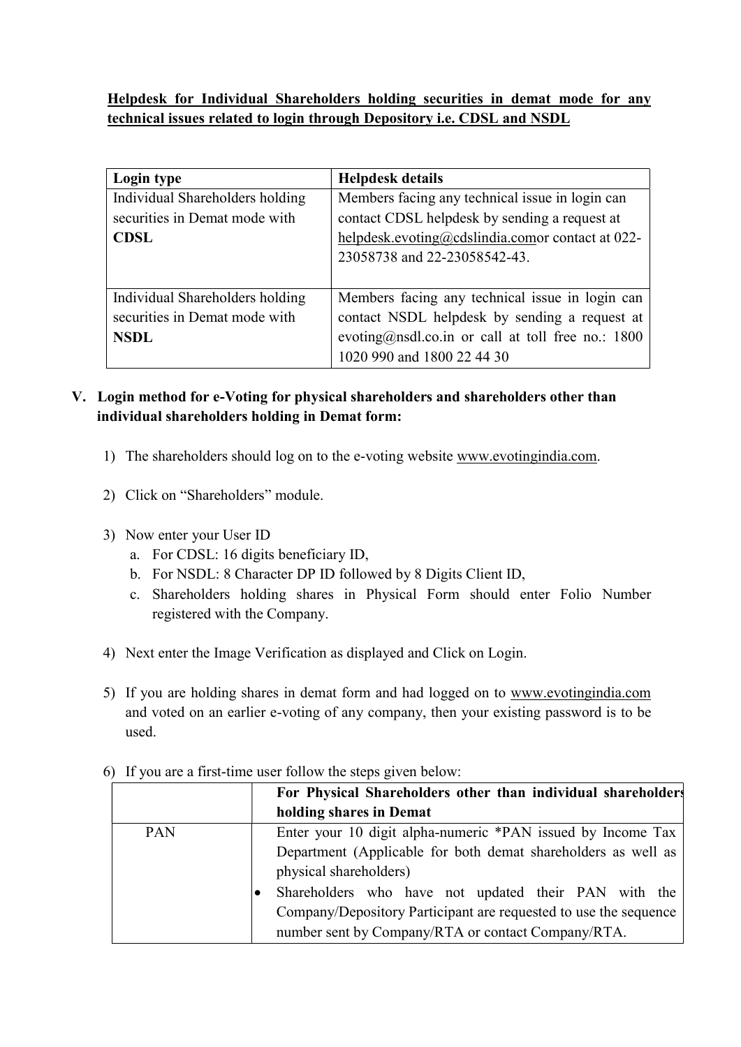**Helpdesk for Individual Shareholders holding securities in demat mode for any technical issues related to login through Depository i.e. CDSL and NSDL**

| Login type | Helpdesk details |
|---|---|
| Individual Shareholders holding securities in Demat mode with **CDSL** | Members facing any technical issue in login can contact CDSL helpdesk by sending a request at helpdesk.evoting@cdslindia.comor contact at 022-23058738 and 22-23058542-43. |
| Individual Shareholders holding securities in Demat mode with **NSDL** | Members facing any technical issue in login can contact NSDL helpdesk by sending a request at evoting@nsdl.co.in or call at toll free no.: 1800 1020 990 and 1800 22 44 30 |

**V. Login method for e-Voting for physical shareholders and shareholders other than individual shareholders holding in Demat form:**

1) The shareholders should log on to the e-voting website www.evotingindia.com.

2) Click on "Shareholders" module.

3) Now enter your User ID
   a. For CDSL: 16 digits beneficiary ID,
   b. For NSDL: 8 Character DP ID followed by 8 Digits Client ID,
   c. Shareholders holding shares in Physical Form should enter Folio Number registered with the Company.

4) Next enter the Image Verification as displayed and Click on Login.

5) If you are holding shares in demat form and had logged on to www.evotingindia.com and voted on an earlier e-voting of any company, then your existing password is to be used.

6) If you are a first-time user follow the steps given below:

| | **For Physical Shareholders other than individual shareholders holding shares in Demat** |
|---|---|
| PAN | Enter your 10 digit alpha-numeric *PAN issued by Income Tax Department (Applicable for both demat shareholders as well as physical shareholders)<br>• Shareholders who have not updated their PAN with the Company/Depository Participant are requested to use the sequence number sent by Company/RTA or contact Company/RTA. |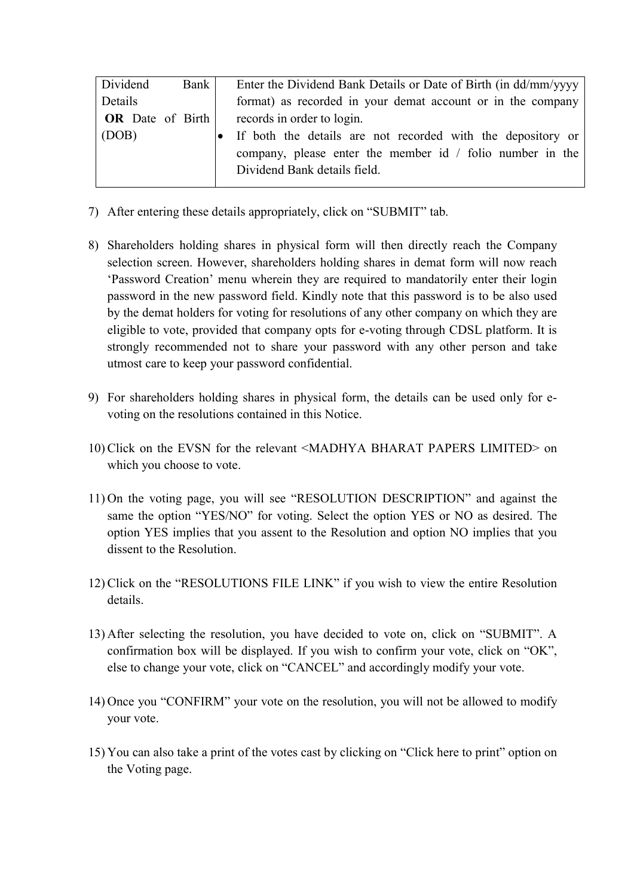| | |
|---|---|
| Dividend Bank Details **OR** Date of Birth (DOB) | Enter the Dividend Bank Details or Date of Birth (in dd/mm/yyyy format) as recorded in your demat account or in the company records in order to login.<br>• If both the details are not recorded with the depository or company, please enter the member id / folio number in the Dividend Bank details field. |

7) After entering these details appropriately, click on “SUBMIT” tab.

8) Shareholders holding shares in physical form will then directly reach the Company selection screen. However, shareholders holding shares in demat form will now reach ‘Password Creation’ menu wherein they are required to mandatorily enter their login password in the new password field. Kindly note that this password is to be also used by the demat holders for voting for resolutions of any other company on which they are eligible to vote, provided that company opts for e-voting through CDSL platform. It is strongly recommended not to share your password with any other person and take utmost care to keep your password confidential.

9) For shareholders holding shares in physical form, the details can be used only for e-voting on the resolutions contained in this Notice.

10) Click on the EVSN for the relevant <MADHYA BHARAT PAPERS LIMITED> on which you choose to vote.

11) On the voting page, you will see “RESOLUTION DESCRIPTION” and against the same the option “YES/NO” for voting. Select the option YES or NO as desired. The option YES implies that you assent to the Resolution and option NO implies that you dissent to the Resolution.

12) Click on the “RESOLUTIONS FILE LINK” if you wish to view the entire Resolution details.

13) After selecting the resolution, you have decided to vote on, click on “SUBMIT”. A confirmation box will be displayed. If you wish to confirm your vote, click on “OK”, else to change your vote, click on “CANCEL” and accordingly modify your vote.

14) Once you “CONFIRM” your vote on the resolution, you will not be allowed to modify your vote.

15) You can also take a print of the votes cast by clicking on “Click here to print” option on the Voting page.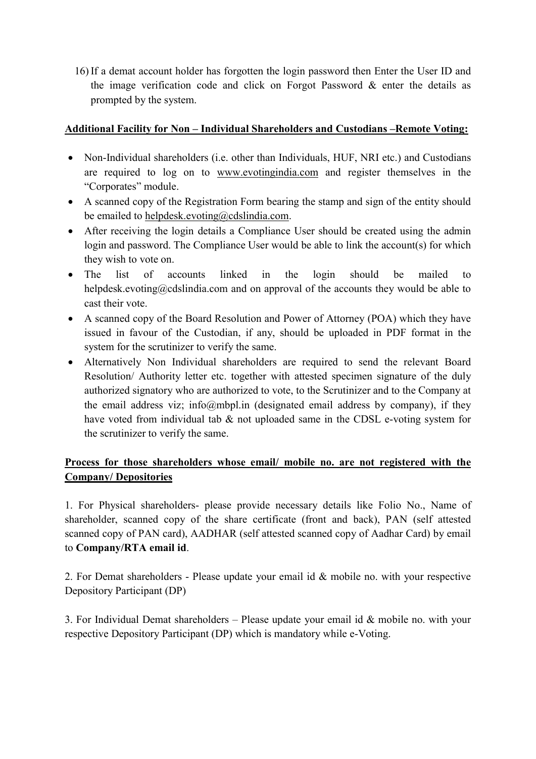16) If a demat account holder has forgotten the login password then Enter the User ID and the image verification code and click on Forgot Password & enter the details as prompted by the system.

**Additional Facility for Non – Individual Shareholders and Custodians –Remote Voting:**

- Non-Individual shareholders (i.e. other than Individuals, HUF, NRI etc.) and Custodians are required to log on to www.evotingindia.com and register themselves in the "Corporates" module.
- A scanned copy of the Registration Form bearing the stamp and sign of the entity should be emailed to helpdesk.evoting@cdslindia.com.
- After receiving the login details a Compliance User should be created using the admin login and password. The Compliance User would be able to link the account(s) for which they wish to vote on.
- The list of accounts linked in the login should be mailed to helpdesk.evoting@cdslindia.com and on approval of the accounts they would be able to cast their vote.
- A scanned copy of the Board Resolution and Power of Attorney (POA) which they have issued in favour of the Custodian, if any, should be uploaded in PDF format in the system for the scrutinizer to verify the same.
- Alternatively Non Individual shareholders are required to send the relevant Board Resolution/ Authority letter etc. together with attested specimen signature of the duly authorized signatory who are authorized to vote, to the Scrutinizer and to the Company at the email address viz; info@mbpl.in (designated email address by company), if they have voted from individual tab & not uploaded same in the CDSL e-voting system for the scrutinizer to verify the same.

**Process for those shareholders whose email/ mobile no. are not registered with the Company/ Depositories**

1. For Physical shareholders- please provide necessary details like Folio No., Name of shareholder, scanned copy of the share certificate (front and back), PAN (self attested scanned copy of PAN card), AADHAR (self attested scanned copy of Aadhar Card) by email to **Company/RTA email id**.

2. For Demat shareholders - Please update your email id & mobile no. with your respective Depository Participant (DP)

3. For Individual Demat shareholders – Please update your email id & mobile no. with your respective Depository Participant (DP) which is mandatory while e-Voting.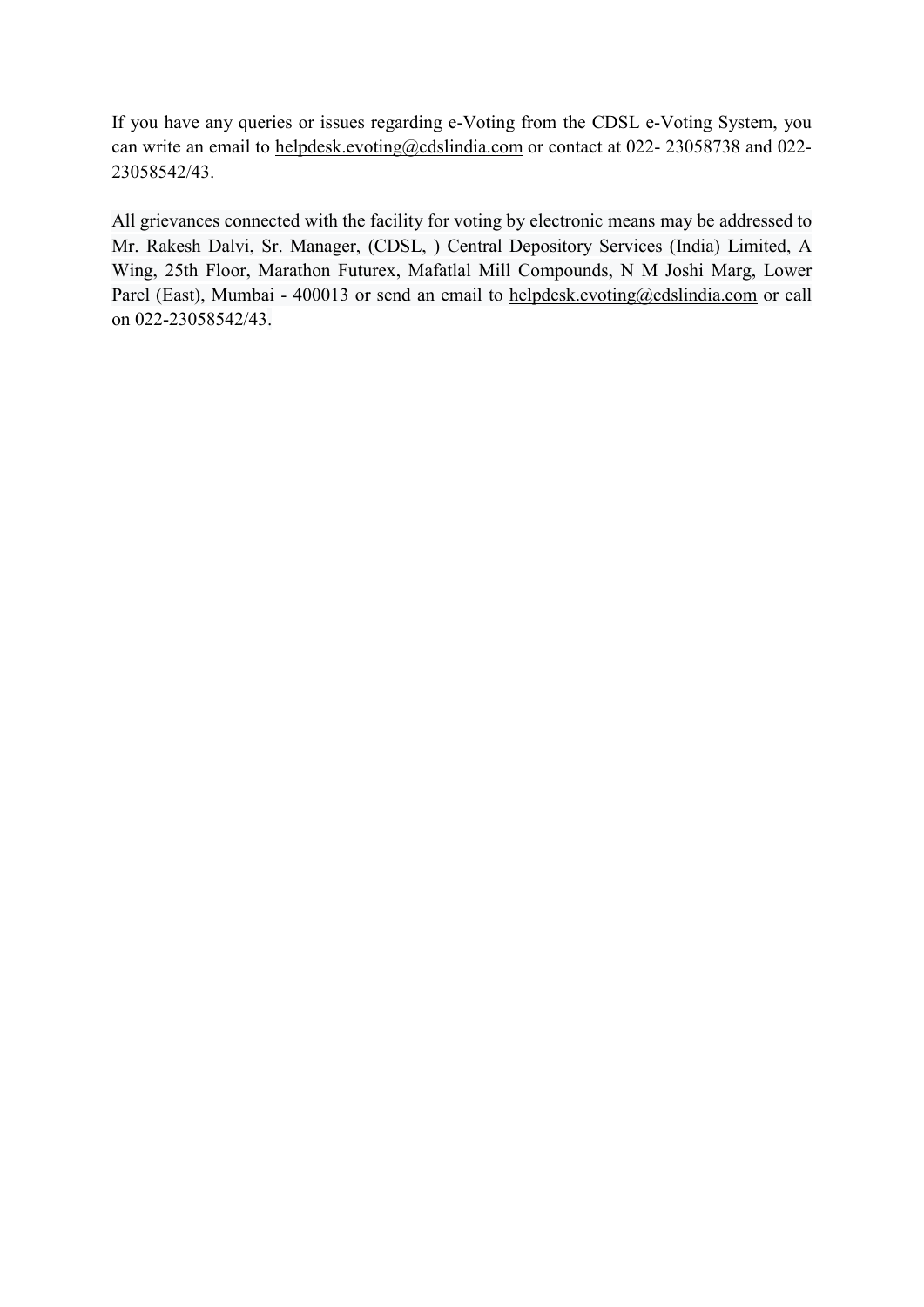If you have any queries or issues regarding e-Voting from the CDSL e-Voting System, you can write an email to helpdesk.evoting@cdslindia.com or contact at 022- 23058738 and 022-23058542/43.

All grievances connected with the facility for voting by electronic means may be addressed to Mr. Rakesh Dalvi, Sr. Manager, (CDSL, ) Central Depository Services (India) Limited, A Wing, 25th Floor, Marathon Futurex, Mafatlal Mill Compounds, N M Joshi Marg, Lower Parel (East), Mumbai - 400013 or send an email to helpdesk.evoting@cdslindia.com or call on 022-23058542/43.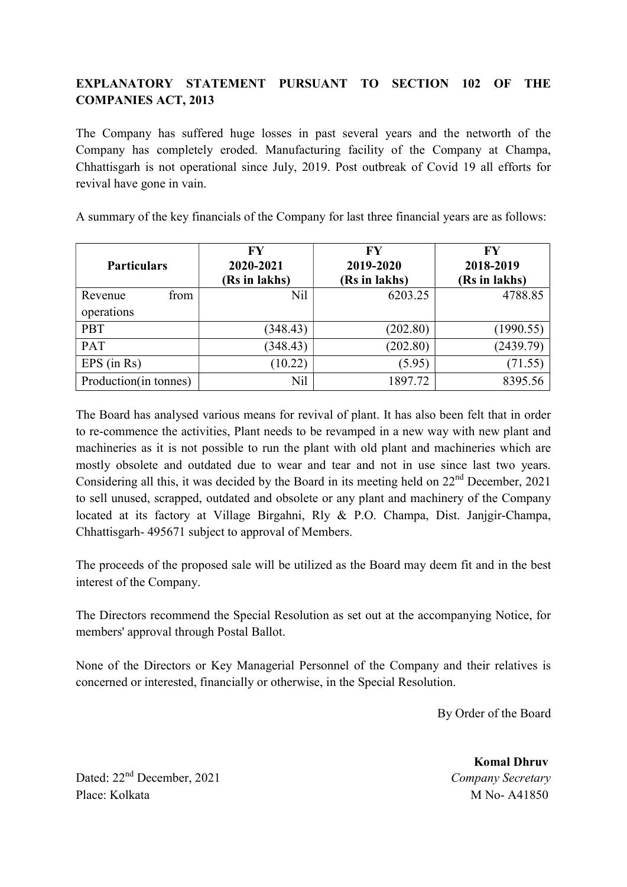**EXPLANATORY STATEMENT PURSUANT TO SECTION 102 OF THE COMPANIES ACT, 2013**

The Company has suffered huge losses in past several years and the networth of the Company has completely eroded. Manufacturing facility of the Company at Champa, Chhattisgarh is not operational since July, 2019. Post outbreak of Covid 19 all efforts for revival have gone in vain.

A summary of the key financials of the Company for last three financial years are as follows:

| Particulars | FY 2020-2021 (Rs in lakhs) | FY 2019-2020 (Rs in lakhs) | FY 2018-2019 (Rs in lakhs) |
|---|---|---|---|
| Revenue from operations | Nil | 6203.25 | 4788.85 |
| PBT | (348.43) | (202.80) | (1990.55) |
| PAT | (348.43) | (202.80) | (2439.79) |
| EPS (in Rs) | (10.22) | (5.95) | (71.55) |
| Production(in tonnes) | Nil | 1897.72 | 8395.56 |

The Board has analysed various means for revival of plant. It has also been felt that in order to re-commence the activities, Plant needs to be revamped in a new way with new plant and machineries as it is not possible to run the plant with old plant and machineries which are mostly obsolete and outdated due to wear and tear and not in use since last two years. Considering all this, it was decided by the Board in its meeting held on 22nd December, 2021 to sell unused, scrapped, outdated and obsolete or any plant and machinery of the Company located at its factory at Village Birgahni, Rly & P.O. Champa, Dist. Janjgir-Champa, Chhattisgarh- 495671 subject to approval of Members.

The proceeds of the proposed sale will be utilized as the Board may deem fit and in the best interest of the Company.

The Directors recommend the Special Resolution as set out at the accompanying Notice, for members' approval through Postal Ballot.

None of the Directors or Key Managerial Personnel of the Company and their relatives is concerned or interested, financially or otherwise, in the Special Resolution.

By Order of the Board

**Komal Dhruv**
*Company Secretary*
M No- A41850

Dated: 22nd December, 2021
Place: Kolkata